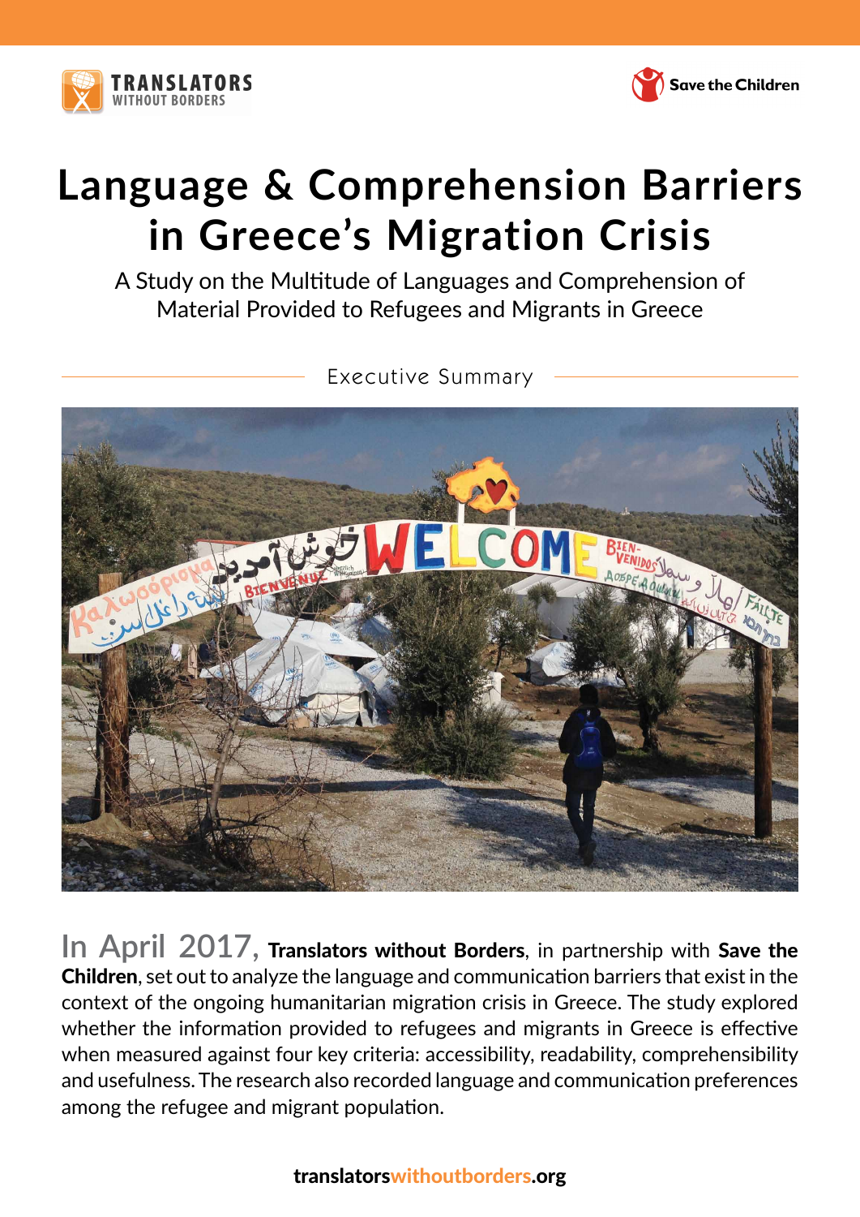TRANSLATORS WITHOUT BORDERS

Save the Children

# Language & Comprehension Barriers in Greece's Migration Crisis

A Study on the Multitude of Languages and Comprehension of Material Provided to Refugees and Migrants in Greece

## Executive Summary

In April 2017, **Translators without Borders**, in partnership with **Save the Children**, set out to analyze the language and communication barriers that exist in the context of the ongoing humanitarian migration crisis in Greece. The study explored whether the information provided to refugees and migrants in Greece is effective when measured against four key criteria: accessibility, readability, comprehensibility and usefulness. The research also recorded language and communication preferences among the refugee and migrant population.

translatorswithoutborders.org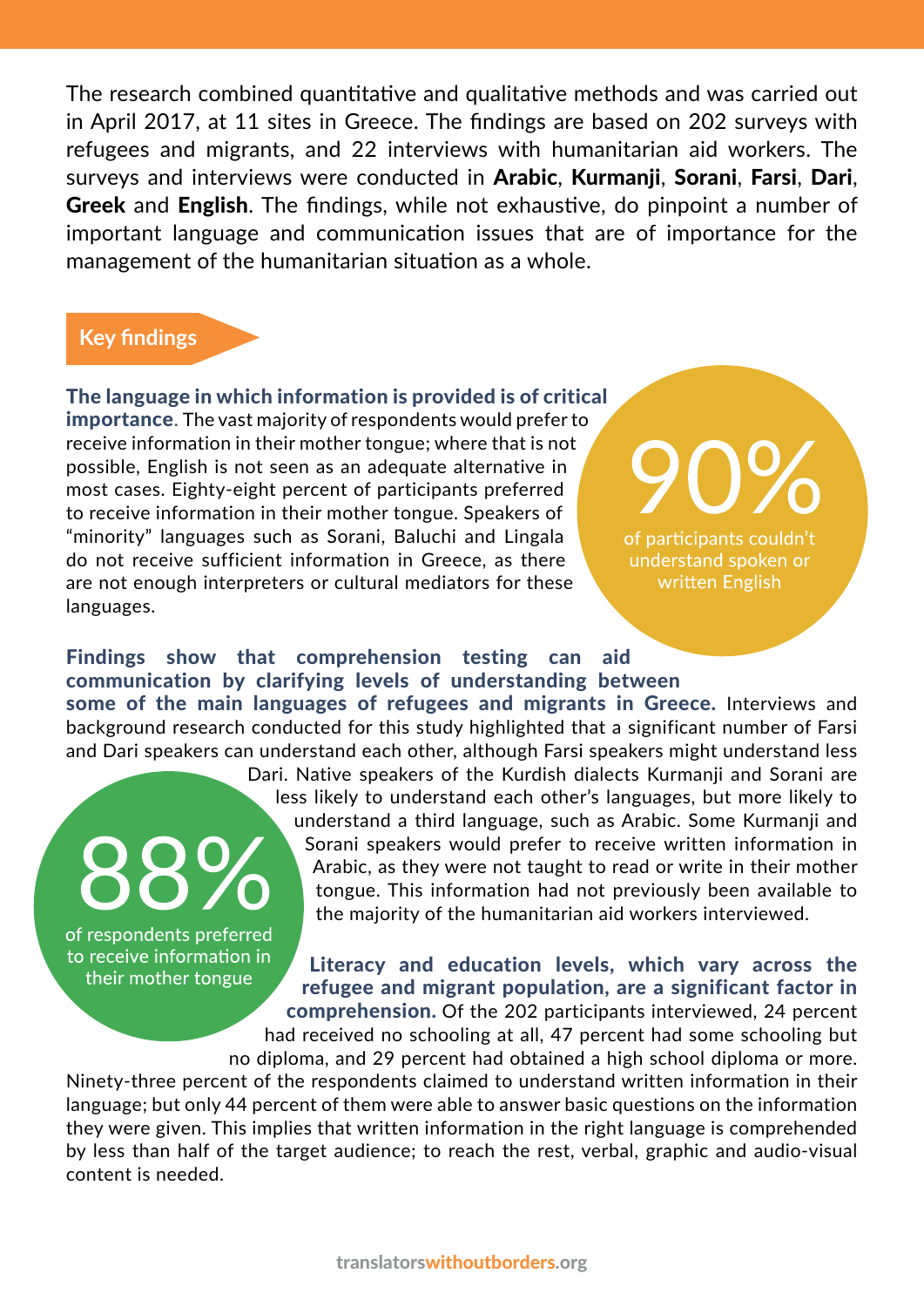The research combined quantitative and qualitative methods and was carried out in April 2017, at 11 sites in Greece. The findings are based on 202 surveys with refugees and migrants, and 22 interviews with humanitarian aid workers. The surveys and interviews were conducted in **Arabic**, **Kurmanji**, **Sorani**, **Farsi**, **Dari**, **Greek** and **English**. The findings, while not exhaustive, do pinpoint a number of important language and communication issues that are of importance for the management of the humanitarian situation as a whole.

## Key findings

**The language in which information is provided is of critical importance.** The vast majority of respondents would prefer to receive information in their mother tongue; where that is not possible, English is not seen as an adequate alternative in most cases. Eighty-eight percent of participants preferred to receive information in their mother tongue. Speakers of "minority" languages such as Sorani, Baluchi and Lingala do not receive sufficient information in Greece, as there are not enough interpreters or cultural mediators for these languages.

**90%** of participants couldn't understand spoken or written English

**Findings show that comprehension testing can aid communication by clarifying levels of understanding between some of the main languages of refugees and migrants in Greece.** Interviews and background research conducted for this study highlighted that a significant number of Farsi and Dari speakers can understand each other, although Farsi speakers might understand less Dari. Native speakers of the Kurdish dialects Kurmanji and Sorani are less likely to understand each other's languages, but more likely to understand a third language, such as Arabic. Some Kurmanji and Sorani speakers would prefer to receive written information in Arabic, as they were not taught to read or write in their mother tongue. This information had not previously been available to the majority of the humanitarian aid workers interviewed.

**88%** of respondents preferred to receive information in their mother tongue

**Literacy and education levels, which vary across the refugee and migrant population, are a significant factor in comprehension.** Of the 202 participants interviewed, 24 percent had received no schooling at all, 47 percent had some schooling but no diploma, and 29 percent had obtained a high school diploma or more. Ninety-three percent of the respondents claimed to understand written information in their language; but only 44 percent of them were able to answer basic questions on the information they were given. This implies that written information in the right language is comprehended by less than half of the target audience; to reach the rest, verbal, graphic and audio-visual content is needed.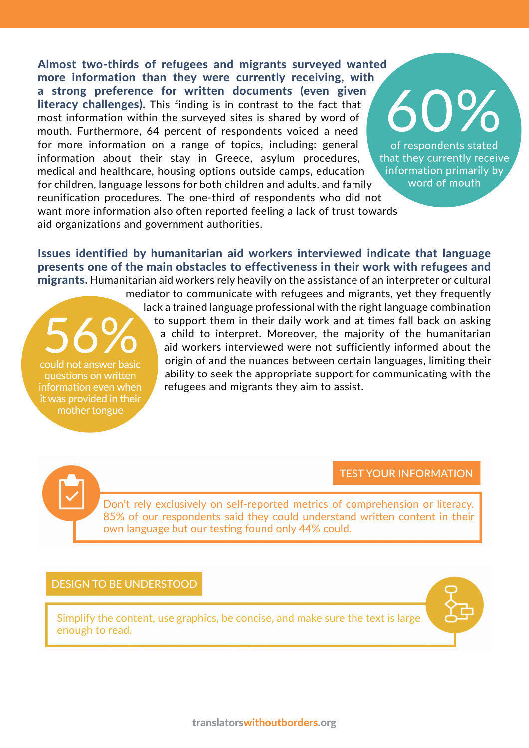**Almost two-thirds of refugees and migrants surveyed wanted more information than they were currently receiving, with a strong preference for written documents (even given literacy challenges).** This finding is in contrast to the fact that most information within the surveyed sites is shared by word of mouth. Furthermore, 64 percent of respondents voiced a need for more information on a range of topics, including: general information about their stay in Greece, asylum procedures, medical and healthcare, housing options outside camps, education for children, language lessons for both children and adults, and family reunification procedures. The one-third of respondents who did not want more information also often reported feeling a lack of trust towards aid organizations and government authorities.

**60%**
of respondents stated that they currently receive information primarily by word of mouth

**Issues identified by humanitarian aid workers interviewed indicate that language presents one of the main obstacles to effectiveness in their work with refugees and migrants.** Humanitarian aid workers rely heavily on the assistance of an interpreter or cultural mediator to communicate with refugees and migrants, yet they frequently lack a trained language professional with the right language combination to support them in their daily work and at times fall back on asking a child to interpret. Moreover, the majority of the humanitarian aid workers interviewed were not sufficiently informed about the origin of and the nuances between certain languages, limiting their ability to seek the appropriate support for communicating with the refugees and migrants they aim to assist.

**56%**
could not answer basic questions on written information even when it was provided in their mother tongue

### TEST YOUR INFORMATION

Don't rely exclusively on self-reported metrics of comprehension or literacy. 85% of our respondents said they could understand written content in their own language but our testing found only 44% could.

### DESIGN TO BE UNDERSTOOD

Simplify the content, use graphics, be concise, and make sure the text is large enough to read.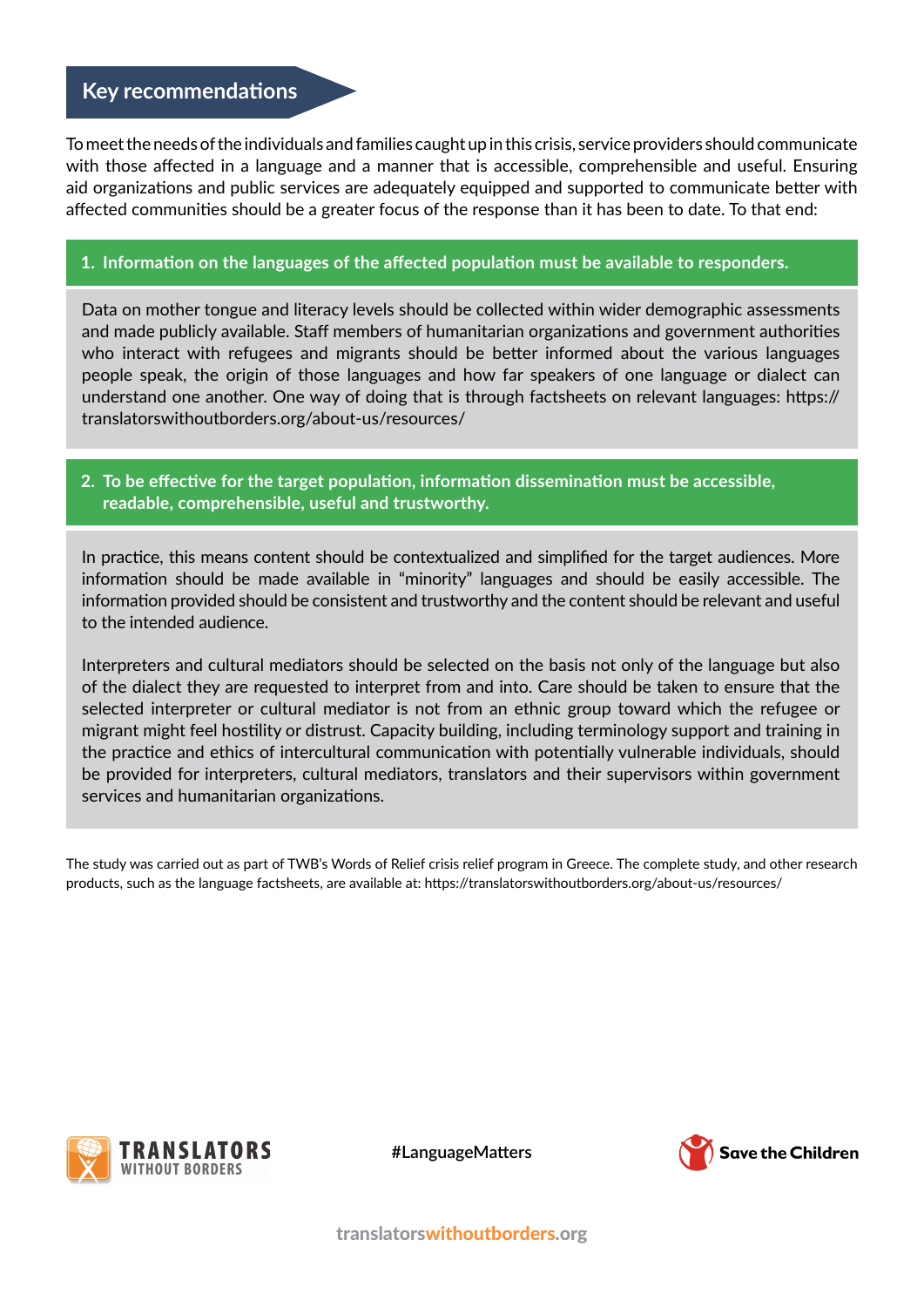## Key recommendations

To meet the needs of the individuals and families caught up in this crisis, service providers should communicate with those affected in a language and a manner that is accessible, comprehensible and useful. Ensuring aid organizations and public services are adequately equipped and supported to communicate better with affected communities should be a greater focus of the response than it has been to date. To that end:

### 1. Information on the languages of the affected population must be available to responders.

Data on mother tongue and literacy levels should be collected within wider demographic assessments and made publicly available. Staff members of humanitarian organizations and government authorities who interact with refugees and migrants should be better informed about the various languages people speak, the origin of those languages and how far speakers of one language or dialect can understand one another. One way of doing that is through factsheets on relevant languages: https://translatorswithoutborders.org/about-us/resources/

### 2. To be effective for the target population, information dissemination must be accessible, readable, comprehensible, useful and trustworthy.

In practice, this means content should be contextualized and simplified for the target audiences. More information should be made available in “minority” languages and should be easily accessible. The information provided should be consistent and trustworthy and the content should be relevant and useful to the intended audience.

Interpreters and cultural mediators should be selected on the basis not only of the language but also of the dialect they are requested to interpret from and into. Care should be taken to ensure that the selected interpreter or cultural mediator is not from an ethnic group toward which the refugee or migrant might feel hostility or distrust. Capacity building, including terminology support and training in the practice and ethics of intercultural communication with potentially vulnerable individuals, should be provided for interpreters, cultural mediators, translators and their supervisors within government services and humanitarian organizations.

The study was carried out as part of TWB's Words of Relief crisis relief program in Greece. The complete study, and other research products, such as the language factsheets, are available at: https://translatorswithoutborders.org/about-us/resources/

TRANSLATORS WITHOUT BORDERS

#LanguageMatters

Save the Children

translatorswithoutborders.org